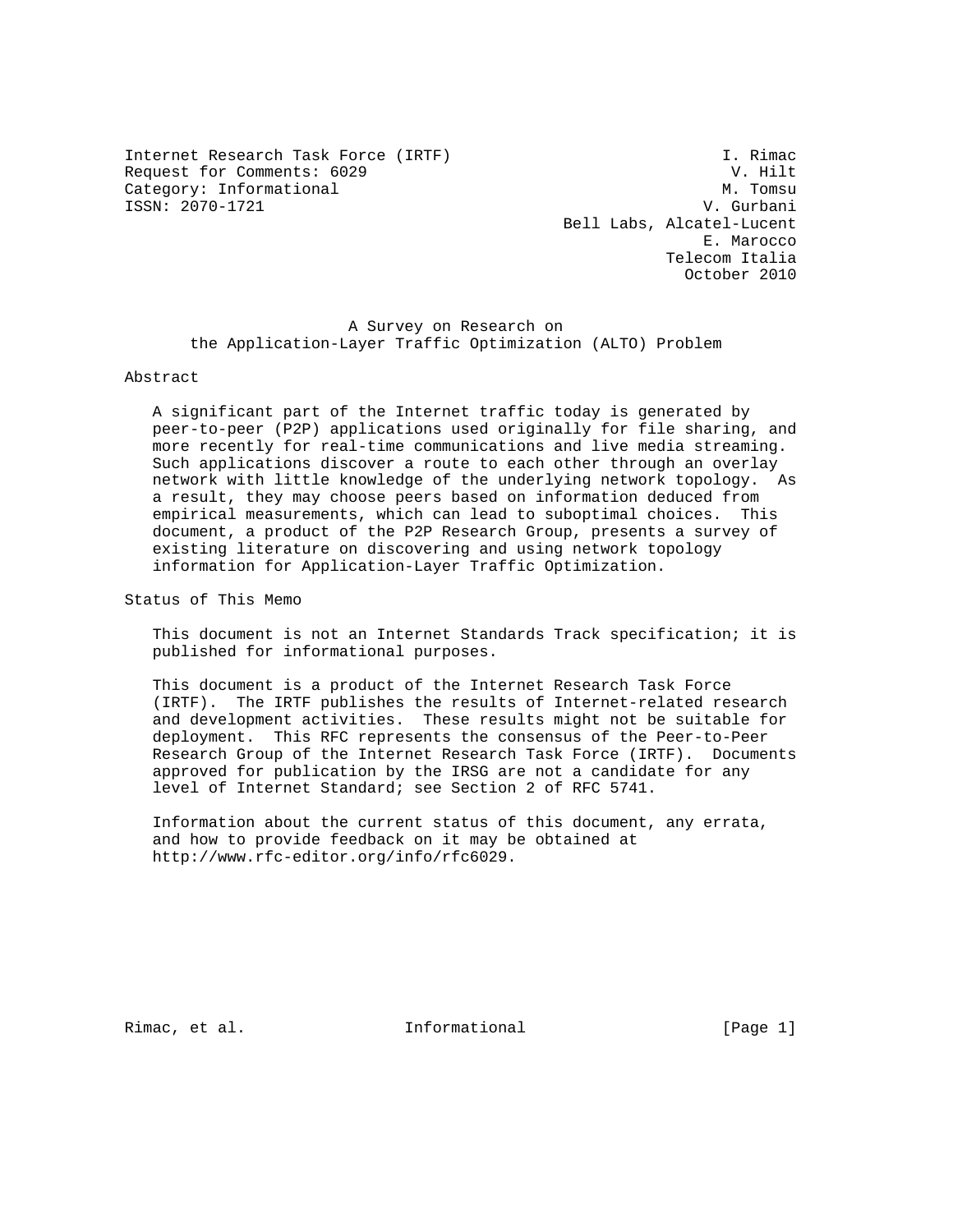Internet Research Task Force (IRTF)                                I. Rimac
Request for Comments: 6029                                          V. Hilt
Category: Informational                                            M. Tomsu
ISSN: 2070-1721                                                  V. Gurbani
                                                  Bell Labs, Alcatel-Lucent
                                                                 E. Marocco
                                                              Telecom Italia
                                                                October 2010

# A Survey on Research on the Application-Layer Traffic Optimization (ALTO) Problem

## Abstract

A significant part of the Internet traffic today is generated by peer-to-peer (P2P) applications used originally for file sharing, and more recently for real-time communications and live media streaming. Such applications discover a route to each other through an overlay network with little knowledge of the underlying network topology. As a result, they may choose peers based on information deduced from empirical measurements, which can lead to suboptimal choices. This document, a product of the P2P Research Group, presents a survey of existing literature on discovering and using network topology information for Application-Layer Traffic Optimization.

## Status of This Memo

This document is not an Internet Standards Track specification; it is published for informational purposes.

This document is a product of the Internet Research Task Force (IRTF). The IRTF publishes the results of Internet-related research and development activities. These results might not be suitable for deployment. This RFC represents the consensus of the Peer-to-Peer Research Group of the Internet Research Task Force (IRTF). Documents approved for publication by the IRSG are not a candidate for any level of Internet Standard; see Section 2 of RFC 5741.

Information about the current status of this document, any errata, and how to provide feedback on it may be obtained at http://www.rfc-editor.org/info/rfc6029.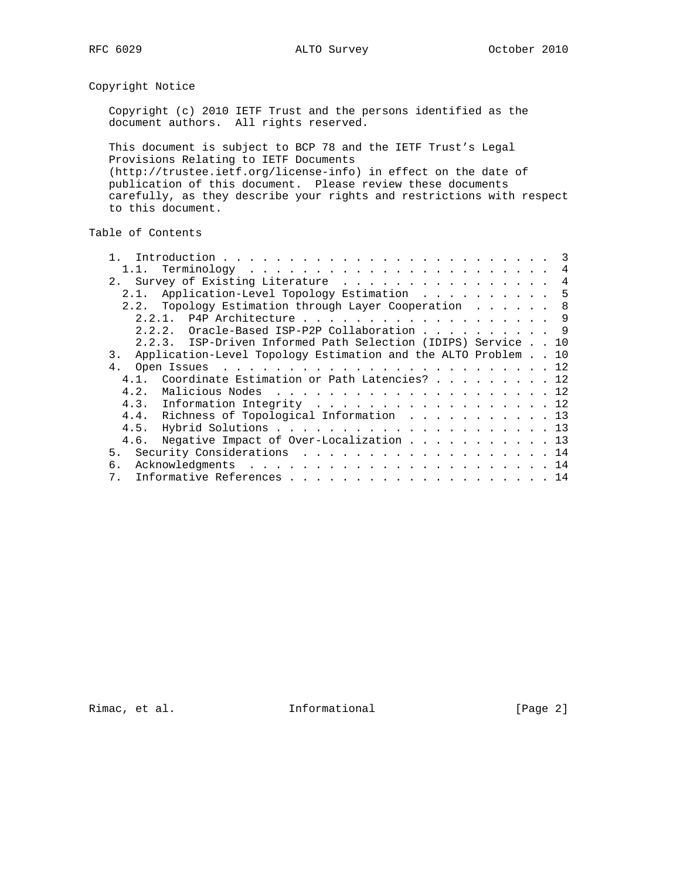## Copyright Notice

Copyright (c) 2010 IETF Trust and the persons identified as the document authors. All rights reserved.

This document is subject to BCP 78 and the IETF Trust's Legal Provisions Relating to IETF Documents (http://trustee.ietf.org/license-info) in effect on the date of publication of this document. Please review these documents carefully, as they describe your rights and restrictions with respect to this document.

## Table of Contents

```
   1.  Introduction . . . . . . . . . . . . . . . . . . . . . . . . .  3
     1.1.  Terminology  . . . . . . . . . . . . . . . . . . . . . . .  4
   2.  Survey of Existing Literature  . . . . . . . . . . . . . . . .  4
     2.1.  Application-Level Topology Estimation  . . . . . . . . . .  5
     2.2.  Topology Estimation through Layer Cooperation  . . . . . .  8
       2.2.1.  P4P Architecture . . . . . . . . . . . . . . . . . . .  9
       2.2.2.  Oracle-Based ISP-P2P Collaboration . . . . . . . . . .  9
       2.2.3.  ISP-Driven Informed Path Selection (IDIPS) Service . . 10
   3.  Application-Level Topology Estimation and the ALTO Problem . . 10
   4.  Open Issues  . . . . . . . . . . . . . . . . . . . . . . . . . 12
     4.1.  Coordinate Estimation or Path Latencies? . . . . . . . . . 12
     4.2.  Malicious Nodes  . . . . . . . . . . . . . . . . . . . . . 12
     4.3.  Information Integrity  . . . . . . . . . . . . . . . . . . 12
     4.4.  Richness of Topological Information  . . . . . . . . . . . 13
     4.5.  Hybrid Solutions . . . . . . . . . . . . . . . . . . . . . 13
     4.6.  Negative Impact of Over-Localization . . . . . . . . . . . 13
   5.  Security Considerations  . . . . . . . . . . . . . . . . . . . 14
   6.  Acknowledgments  . . . . . . . . . . . . . . . . . . . . . . . 14
   7.  Informative References . . . . . . . . . . . . . . . . . . . . 14
```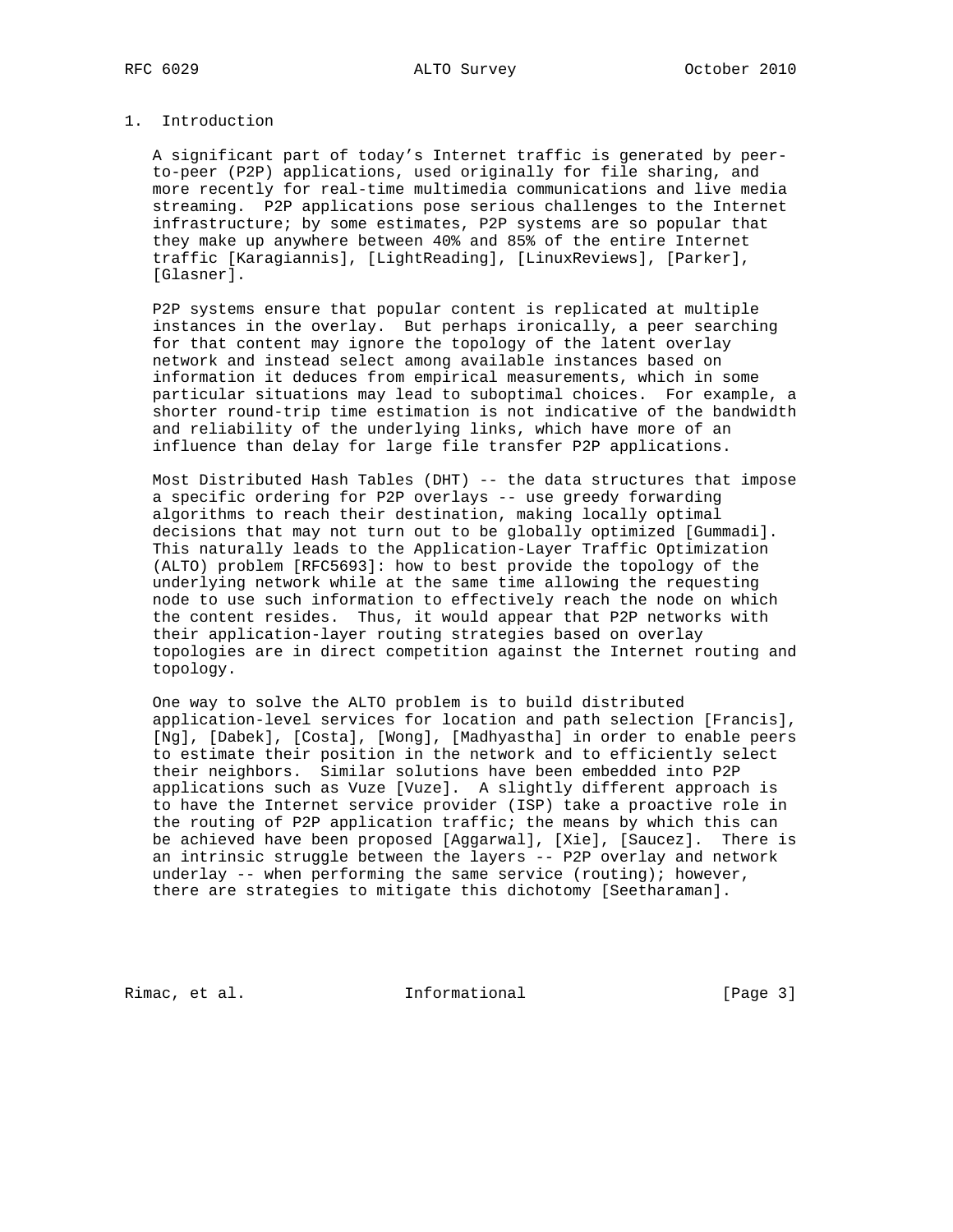# 1. Introduction

A significant part of today's Internet traffic is generated by peer-to-peer (P2P) applications, used originally for file sharing, and more recently for real-time multimedia communications and live media streaming. P2P applications pose serious challenges to the Internet infrastructure; by some estimates, P2P systems are so popular that they make up anywhere between 40% and 85% of the entire Internet traffic [Karagiannis], [LightReading], [LinuxReviews], [Parker], [Glasner].

P2P systems ensure that popular content is replicated at multiple instances in the overlay. But perhaps ironically, a peer searching for that content may ignore the topology of the latent overlay network and instead select among available instances based on information it deduces from empirical measurements, which in some particular situations may lead to suboptimal choices. For example, a shorter round-trip time estimation is not indicative of the bandwidth and reliability of the underlying links, which have more of an influence than delay for large file transfer P2P applications.

Most Distributed Hash Tables (DHT) -- the data structures that impose a specific ordering for P2P overlays -- use greedy forwarding algorithms to reach their destination, making locally optimal decisions that may not turn out to be globally optimized [Gummadi]. This naturally leads to the Application-Layer Traffic Optimization (ALTO) problem [RFC5693]: how to best provide the topology of the underlying network while at the same time allowing the requesting node to use such information to effectively reach the node on which the content resides. Thus, it would appear that P2P networks with their application-layer routing strategies based on overlay topologies are in direct competition against the Internet routing and topology.

One way to solve the ALTO problem is to build distributed application-level services for location and path selection [Francis], [Ng], [Dabek], [Costa], [Wong], [Madhyastha] in order to enable peers to estimate their position in the network and to efficiently select their neighbors. Similar solutions have been embedded into P2P applications such as Vuze [Vuze]. A slightly different approach is to have the Internet service provider (ISP) take a proactive role in the routing of P2P application traffic; the means by which this can be achieved have been proposed [Aggarwal], [Xie], [Saucez]. There is an intrinsic struggle between the layers -- P2P overlay and network underlay -- when performing the same service (routing); however, there are strategies to mitigate this dichotomy [Seetharaman].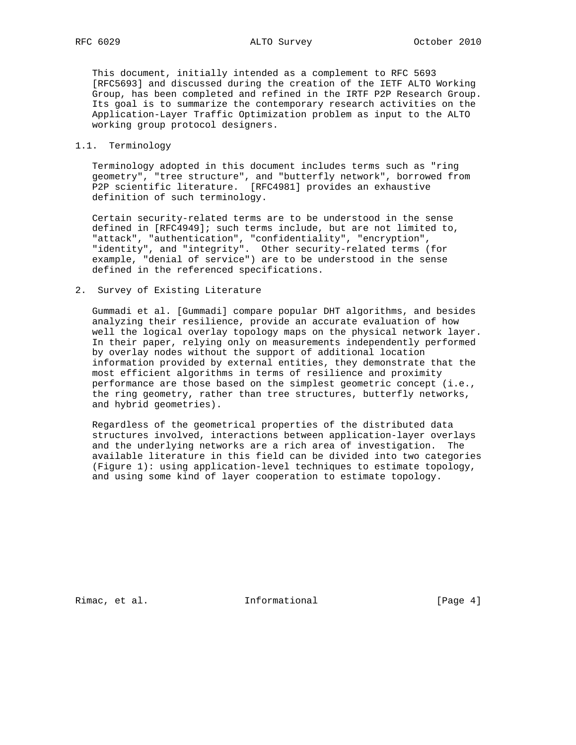This document, initially intended as a complement to RFC 5693 [RFC5693] and discussed during the creation of the IETF ALTO Working Group, has been completed and refined in the IRTF P2P Research Group. Its goal is to summarize the contemporary research activities on the Application-Layer Traffic Optimization problem as input to the ALTO working group protocol designers.

### 1.1. Terminology

Terminology adopted in this document includes terms such as "ring geometry", "tree structure", and "butterfly network", borrowed from P2P scientific literature. [RFC4981] provides an exhaustive definition of such terminology.

Certain security-related terms are to be understood in the sense defined in [RFC4949]; such terms include, but are not limited to, "attack", "authentication", "confidentiality", "encryption", "identity", and "integrity". Other security-related terms (for example, "denial of service") are to be understood in the sense defined in the referenced specifications.

## 2. Survey of Existing Literature

Gummadi et al. [Gummadi] compare popular DHT algorithms, and besides analyzing their resilience, provide an accurate evaluation of how well the logical overlay topology maps on the physical network layer. In their paper, relying only on measurements independently performed by overlay nodes without the support of additional location information provided by external entities, they demonstrate that the most efficient algorithms in terms of resilience and proximity performance are those based on the simplest geometric concept (i.e., the ring geometry, rather than tree structures, butterfly networks, and hybrid geometries).

Regardless of the geometrical properties of the distributed data structures involved, interactions between application-layer overlays and the underlying networks are a rich area of investigation. The available literature in this field can be divided into two categories (Figure 1): using application-level techniques to estimate topology, and using some kind of layer cooperation to estimate topology.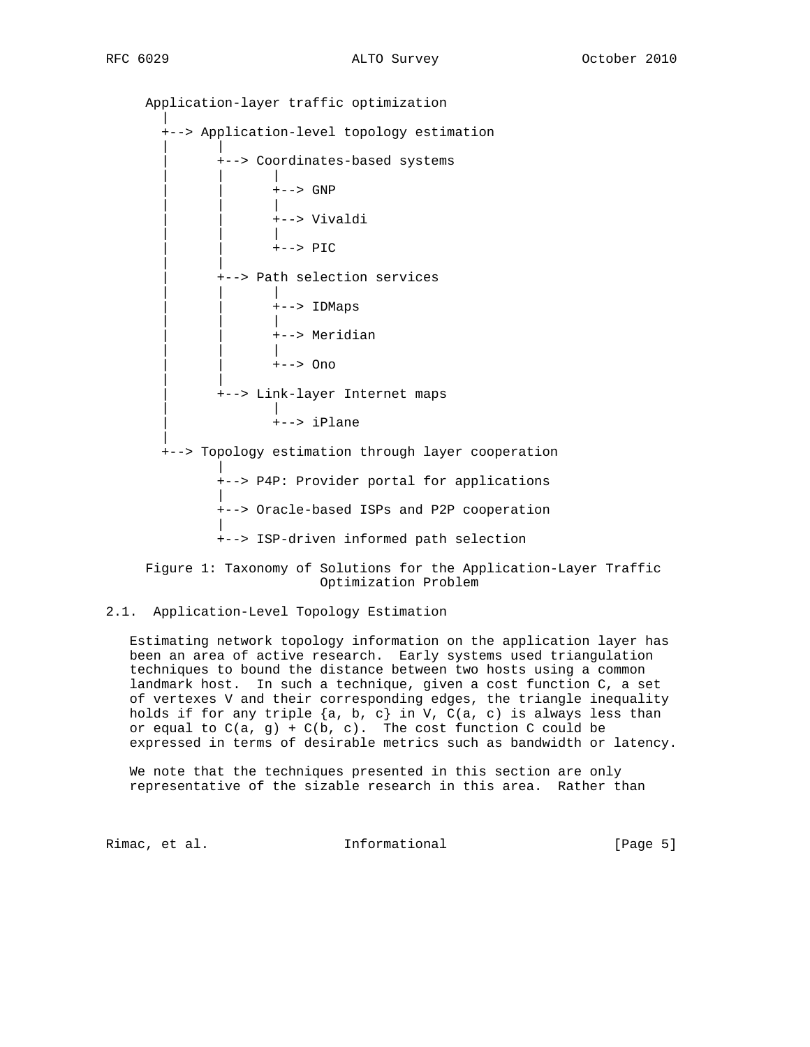```
Application-layer traffic optimization
  |
  +--> Application-level topology estimation
  |      |
  |      +--> Coordinates-based systems
  |      |      |
  |      |      +--> GNP
  |      |      |
  |      |      +--> Vivaldi
  |      |      |
  |      |      +--> PIC
  |      |
  |      +--> Path selection services
  |      |      |
  |      |      +--> IDMaps
  |      |      |
  |      |      +--> Meridian
  |      |      |
  |      |      +--> Ono
  |      |
  |      +--> Link-layer Internet maps
  |             |
  |             +--> iPlane
  |
  +--> Topology estimation through layer cooperation
         |
         +--> P4P: Provider portal for applications
         |
         +--> Oracle-based ISPs and P2P cooperation
         |
         +--> ISP-driven informed path selection
```

Figure 1: Taxonomy of Solutions for the Application-Layer Traffic Optimization Problem

### 2.1. Application-Level Topology Estimation

Estimating network topology information on the application layer has been an area of active research. Early systems used triangulation techniques to bound the distance between two hosts using a common landmark host. In such a technique, given a cost function C, a set of vertexes V and their corresponding edges, the triangle inequality holds if for any triple {a, b, c} in V, C(a, c) is always less than or equal to C(a, g) + C(b, c). The cost function C could be expressed in terms of desirable metrics such as bandwidth or latency.

We note that the techniques presented in this section are only representative of the sizable research in this area. Rather than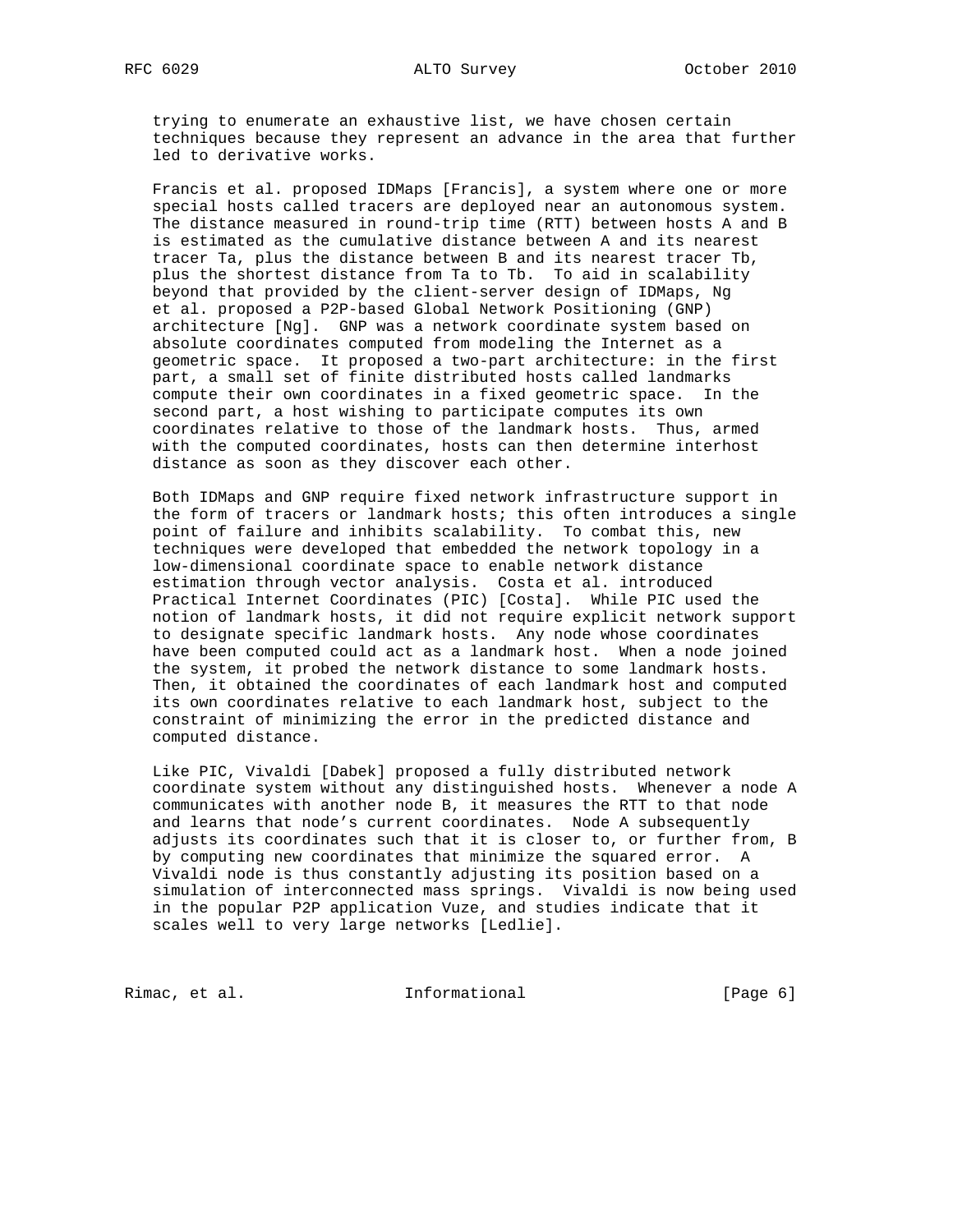trying to enumerate an exhaustive list, we have chosen certain techniques because they represent an advance in the area that further led to derivative works.

Francis et al. proposed IDMaps [Francis], a system where one or more special hosts called tracers are deployed near an autonomous system. The distance measured in round-trip time (RTT) between hosts A and B is estimated as the cumulative distance between A and its nearest tracer Ta, plus the distance between B and its nearest tracer Tb, plus the shortest distance from Ta to Tb. To aid in scalability beyond that provided by the client-server design of IDMaps, Ng et al. proposed a P2P-based Global Network Positioning (GNP) architecture [Ng]. GNP was a network coordinate system based on absolute coordinates computed from modeling the Internet as a geometric space. It proposed a two-part architecture: in the first part, a small set of finite distributed hosts called landmarks compute their own coordinates in a fixed geometric space. In the second part, a host wishing to participate computes its own coordinates relative to those of the landmark hosts. Thus, armed with the computed coordinates, hosts can then determine interhost distance as soon as they discover each other.

Both IDMaps and GNP require fixed network infrastructure support in the form of tracers or landmark hosts; this often introduces a single point of failure and inhibits scalability. To combat this, new techniques were developed that embedded the network topology in a low-dimensional coordinate space to enable network distance estimation through vector analysis. Costa et al. introduced Practical Internet Coordinates (PIC) [Costa]. While PIC used the notion of landmark hosts, it did not require explicit network support to designate specific landmark hosts. Any node whose coordinates have been computed could act as a landmark host. When a node joined the system, it probed the network distance to some landmark hosts. Then, it obtained the coordinates of each landmark host and computed its own coordinates relative to each landmark host, subject to the constraint of minimizing the error in the predicted distance and computed distance.

Like PIC, Vivaldi [Dabek] proposed a fully distributed network coordinate system without any distinguished hosts. Whenever a node A communicates with another node B, it measures the RTT to that node and learns that node's current coordinates. Node A subsequently adjusts its coordinates such that it is closer to, or further from, B by computing new coordinates that minimize the squared error. A Vivaldi node is thus constantly adjusting its position based on a simulation of interconnected mass springs. Vivaldi is now being used in the popular P2P application Vuze, and studies indicate that it scales well to very large networks [Ledlie].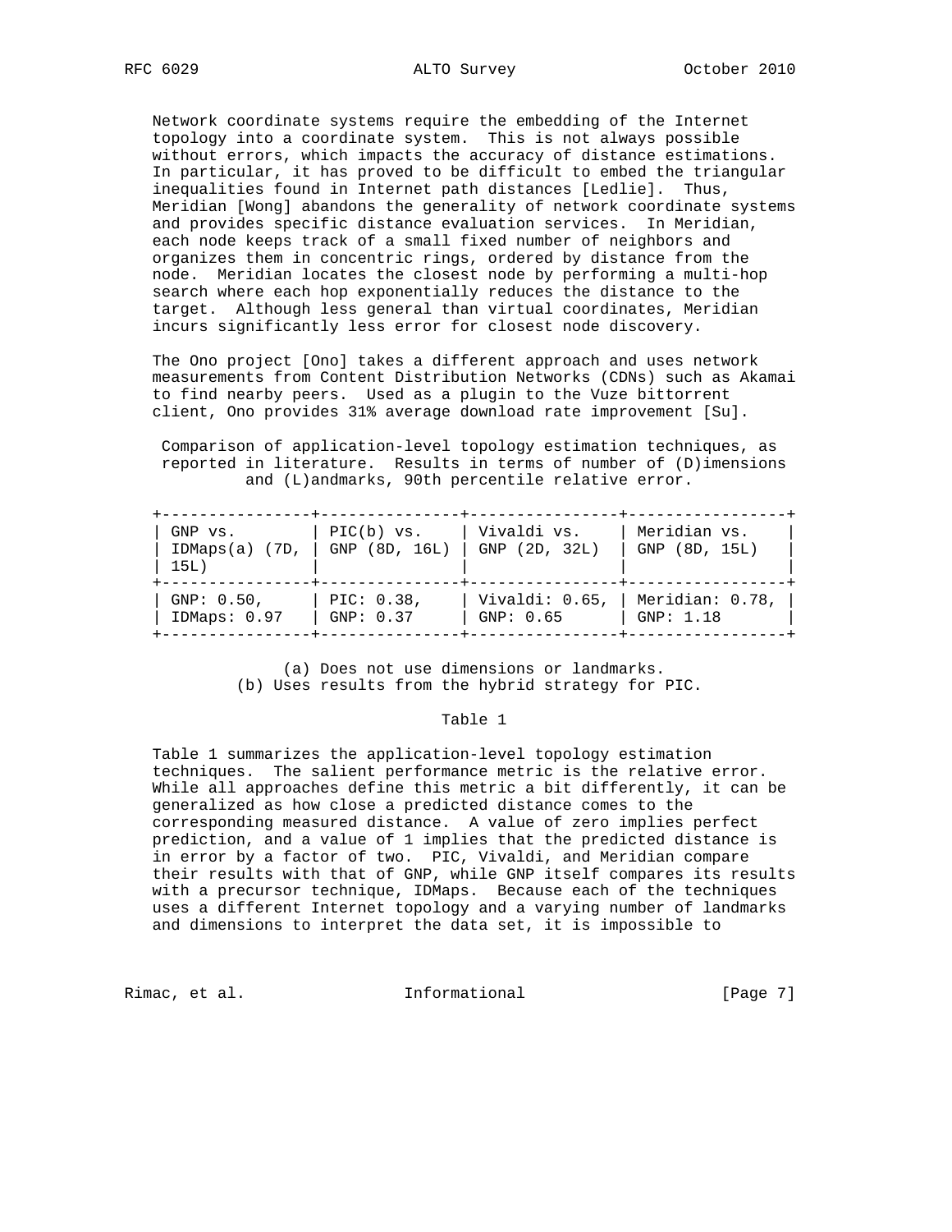Network coordinate systems require the embedding of the Internet topology into a coordinate system. This is not always possible without errors, which impacts the accuracy of distance estimations. In particular, it has proved to be difficult to embed the triangular inequalities found in Internet path distances [Ledlie]. Thus, Meridian [Wong] abandons the generality of network coordinate systems and provides specific distance evaluation services. In Meridian, each node keeps track of a small fixed number of neighbors and organizes them in concentric rings, ordered by distance from the node. Meridian locates the closest node by performing a multi-hop search where each hop exponentially reduces the distance to the target. Although less general than virtual coordinates, Meridian incurs significantly less error for closest node discovery.

The Ono project [Ono] takes a different approach and uses network measurements from Content Distribution Networks (CDNs) such as Akamai to find nearby peers. Used as a plugin to the Vuze bittorrent client, Ono provides 31% average download rate improvement [Su].

Comparison of application-level topology estimation techniques, as reported in literature. Results in terms of number of (D)imensions and (L)andmarks, 90th percentile relative error.

| GNP vs. IDMaps(a) (7D, 15L) | PIC(b) vs. GNP (8D, 16L) | Vivaldi vs. GNP (2D, 32L) | Meridian vs. GNP (8D, 15L) |
|---|---|---|---|
| GNP: 0.50, IDMaps: 0.97 | PIC: 0.38, GNP: 0.37 | Vivaldi: 0.65, GNP: 0.65 | Meridian: 0.78, GNP: 1.18 |

(a) Does not use dimensions or landmarks.
(b) Uses results from the hybrid strategy for PIC.

Table 1

Table 1 summarizes the application-level topology estimation techniques. The salient performance metric is the relative error. While all approaches define this metric a bit differently, it can be generalized as how close a predicted distance comes to the corresponding measured distance. A value of zero implies perfect prediction, and a value of 1 implies that the predicted distance is in error by a factor of two. PIC, Vivaldi, and Meridian compare their results with that of GNP, while GNP itself compares its results with a precursor technique, IDMaps. Because each of the techniques uses a different Internet topology and a varying number of landmarks and dimensions to interpret the data set, it is impossible to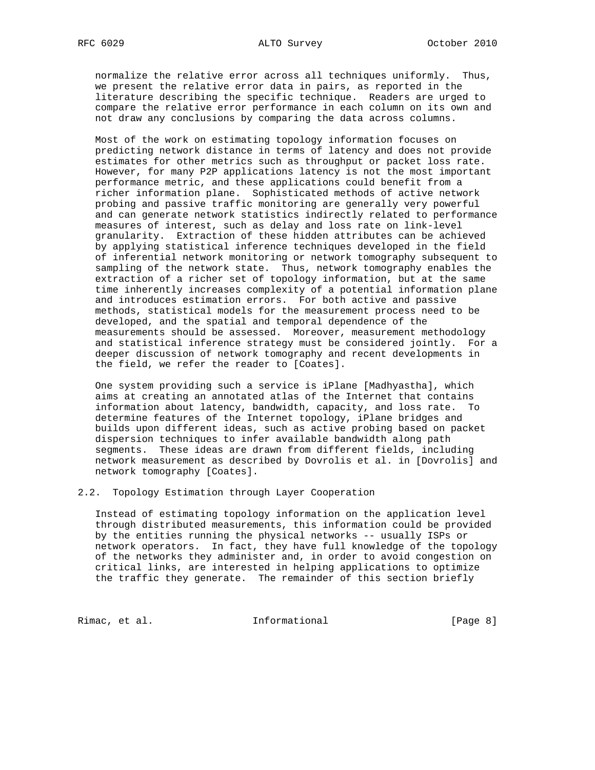normalize the relative error across all techniques uniformly. Thus, we present the relative error data in pairs, as reported in the literature describing the specific technique. Readers are urged to compare the relative error performance in each column on its own and not draw any conclusions by comparing the data across columns.

Most of the work on estimating topology information focuses on predicting network distance in terms of latency and does not provide estimates for other metrics such as throughput or packet loss rate. However, for many P2P applications latency is not the most important performance metric, and these applications could benefit from a richer information plane. Sophisticated methods of active network probing and passive traffic monitoring are generally very powerful and can generate network statistics indirectly related to performance measures of interest, such as delay and loss rate on link-level granularity. Extraction of these hidden attributes can be achieved by applying statistical inference techniques developed in the field of inferential network monitoring or network tomography subsequent to sampling of the network state. Thus, network tomography enables the extraction of a richer set of topology information, but at the same time inherently increases complexity of a potential information plane and introduces estimation errors. For both active and passive methods, statistical models for the measurement process need to be developed, and the spatial and temporal dependence of the measurements should be assessed. Moreover, measurement methodology and statistical inference strategy must be considered jointly. For a deeper discussion of network tomography and recent developments in the field, we refer the reader to [Coates].

One system providing such a service is iPlane [Madhyastha], which aims at creating an annotated atlas of the Internet that contains information about latency, bandwidth, capacity, and loss rate. To determine features of the Internet topology, iPlane bridges and builds upon different ideas, such as active probing based on packet dispersion techniques to infer available bandwidth along path segments. These ideas are drawn from different fields, including network measurement as described by Dovrolis et al. in [Dovrolis] and network tomography [Coates].

## 2.2. Topology Estimation through Layer Cooperation

Instead of estimating topology information on the application level through distributed measurements, this information could be provided by the entities running the physical networks -- usually ISPs or network operators. In fact, they have full knowledge of the topology of the networks they administer and, in order to avoid congestion on critical links, are interested in helping applications to optimize the traffic they generate. The remainder of this section briefly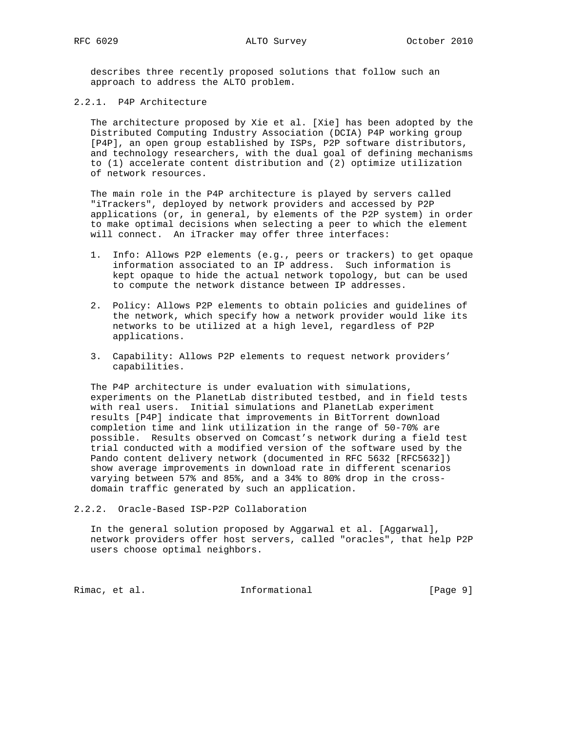describes three recently proposed solutions that follow such an approach to address the ALTO problem.

### 2.2.1. P4P Architecture

The architecture proposed by Xie et al. [Xie] has been adopted by the Distributed Computing Industry Association (DCIA) P4P working group [P4P], an open group established by ISPs, P2P software distributors, and technology researchers, with the dual goal of defining mechanisms to (1) accelerate content distribution and (2) optimize utilization of network resources.

The main role in the P4P architecture is played by servers called "iTrackers", deployed by network providers and accessed by P2P applications (or, in general, by elements of the P2P system) in order to make optimal decisions when selecting a peer to which the element will connect. An iTracker may offer three interfaces:

1. Info: Allows P2P elements (e.g., peers or trackers) to get opaque information associated to an IP address. Such information is kept opaque to hide the actual network topology, but can be used to compute the network distance between IP addresses.

2. Policy: Allows P2P elements to obtain policies and guidelines of the network, which specify how a network provider would like its networks to be utilized at a high level, regardless of P2P applications.

3. Capability: Allows P2P elements to request network providers' capabilities.

The P4P architecture is under evaluation with simulations, experiments on the PlanetLab distributed testbed, and in field tests with real users. Initial simulations and PlanetLab experiment results [P4P] indicate that improvements in BitTorrent download completion time and link utilization in the range of 50-70% are possible. Results observed on Comcast's network during a field test trial conducted with a modified version of the software used by the Pando content delivery network (documented in RFC 5632 [RFC5632]) show average improvements in download rate in different scenarios varying between 57% and 85%, and a 34% to 80% drop in the cross-domain traffic generated by such an application.

### 2.2.2. Oracle-Based ISP-P2P Collaboration

In the general solution proposed by Aggarwal et al. [Aggarwal], network providers offer host servers, called "oracles", that help P2P users choose optimal neighbors.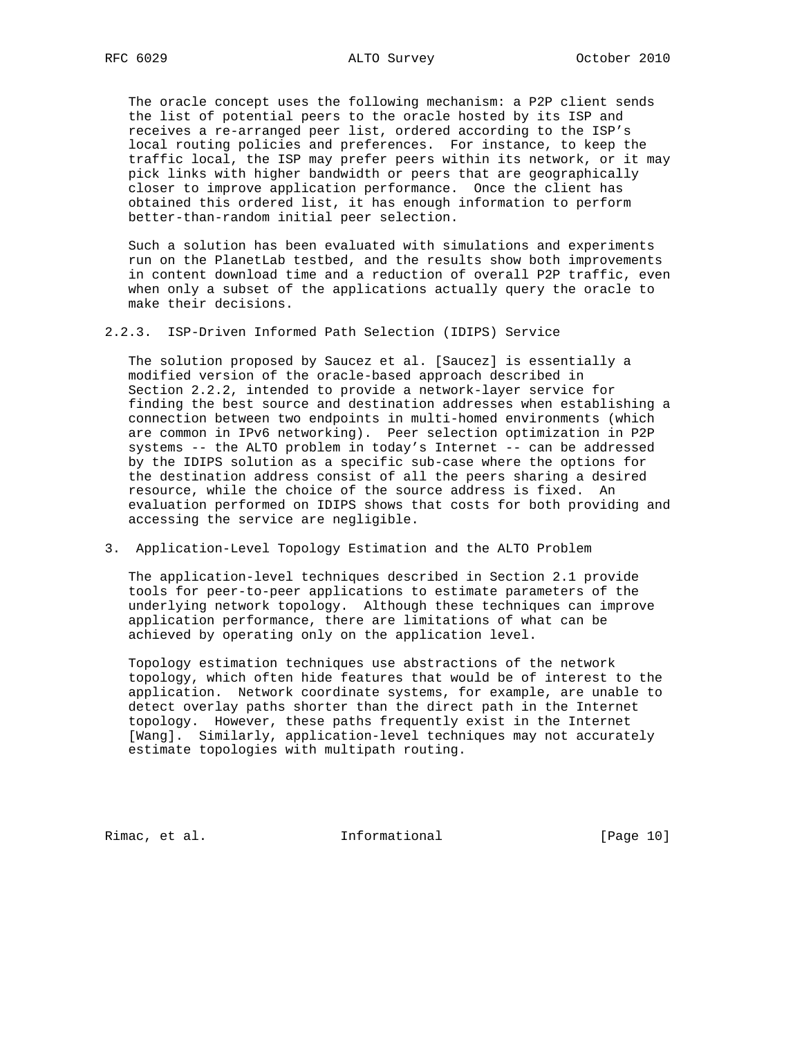The oracle concept uses the following mechanism: a P2P client sends the list of potential peers to the oracle hosted by its ISP and receives a re-arranged peer list, ordered according to the ISP's local routing policies and preferences. For instance, to keep the traffic local, the ISP may prefer peers within its network, or it may pick links with higher bandwidth or peers that are geographically closer to improve application performance. Once the client has obtained this ordered list, it has enough information to perform better-than-random initial peer selection.

Such a solution has been evaluated with simulations and experiments run on the PlanetLab testbed, and the results show both improvements in content download time and a reduction of overall P2P traffic, even when only a subset of the applications actually query the oracle to make their decisions.

### 2.2.3. ISP-Driven Informed Path Selection (IDIPS) Service

The solution proposed by Saucez et al. [Saucez] is essentially a modified version of the oracle-based approach described in Section 2.2.2, intended to provide a network-layer service for finding the best source and destination addresses when establishing a connection between two endpoints in multi-homed environments (which are common in IPv6 networking). Peer selection optimization in P2P systems -- the ALTO problem in today's Internet -- can be addressed by the IDIPS solution as a specific sub-case where the options for the destination address consist of all the peers sharing a desired resource, while the choice of the source address is fixed. An evaluation performed on IDIPS shows that costs for both providing and accessing the service are negligible.

## 3. Application-Level Topology Estimation and the ALTO Problem

The application-level techniques described in Section 2.1 provide tools for peer-to-peer applications to estimate parameters of the underlying network topology. Although these techniques can improve application performance, there are limitations of what can be achieved by operating only on the application level.

Topology estimation techniques use abstractions of the network topology, which often hide features that would be of interest to the application. Network coordinate systems, for example, are unable to detect overlay paths shorter than the direct path in the Internet topology. However, these paths frequently exist in the Internet [Wang]. Similarly, application-level techniques may not accurately estimate topologies with multipath routing.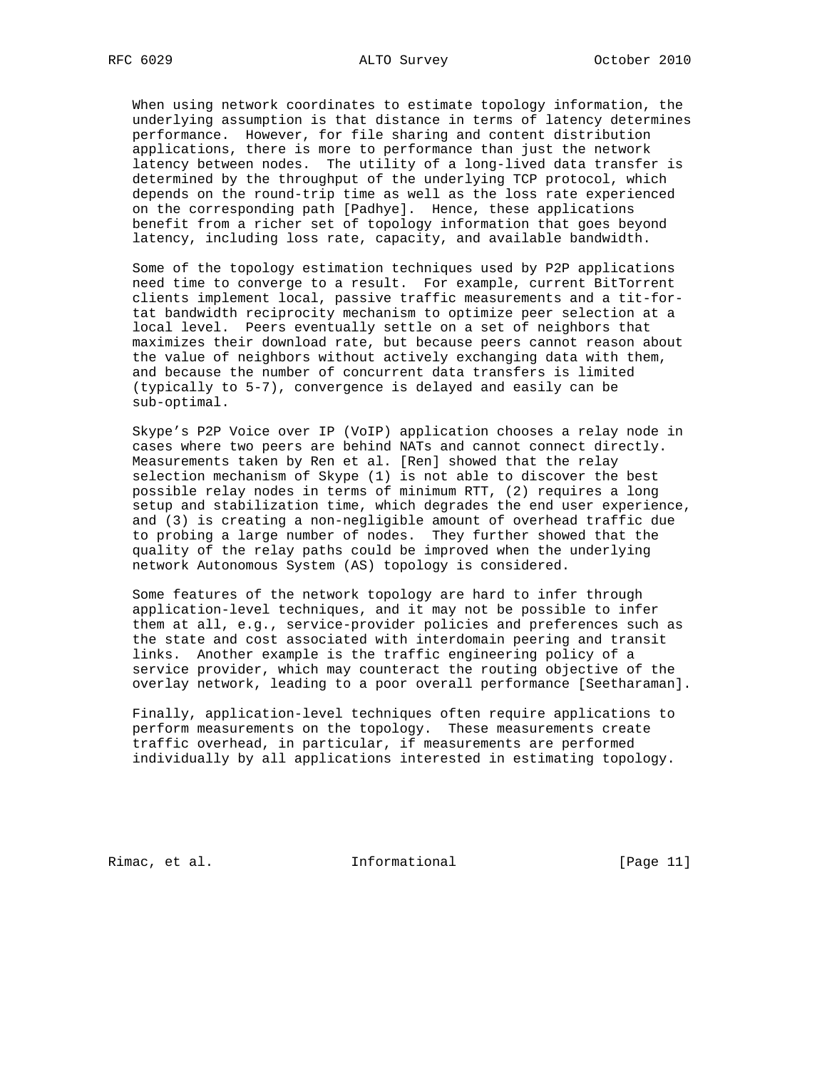When using network coordinates to estimate topology information, the underlying assumption is that distance in terms of latency determines performance. However, for file sharing and content distribution applications, there is more to performance than just the network latency between nodes. The utility of a long-lived data transfer is determined by the throughput of the underlying TCP protocol, which depends on the round-trip time as well as the loss rate experienced on the corresponding path [Padhye]. Hence, these applications benefit from a richer set of topology information that goes beyond latency, including loss rate, capacity, and available bandwidth.

Some of the topology estimation techniques used by P2P applications need time to converge to a result. For example, current BitTorrent clients implement local, passive traffic measurements and a tit-for-tat bandwidth reciprocity mechanism to optimize peer selection at a local level. Peers eventually settle on a set of neighbors that maximizes their download rate, but because peers cannot reason about the value of neighbors without actively exchanging data with them, and because the number of concurrent data transfers is limited (typically to 5-7), convergence is delayed and easily can be sub-optimal.

Skype's P2P Voice over IP (VoIP) application chooses a relay node in cases where two peers are behind NATs and cannot connect directly. Measurements taken by Ren et al. [Ren] showed that the relay selection mechanism of Skype (1) is not able to discover the best possible relay nodes in terms of minimum RTT, (2) requires a long setup and stabilization time, which degrades the end user experience, and (3) is creating a non-negligible amount of overhead traffic due to probing a large number of nodes. They further showed that the quality of the relay paths could be improved when the underlying network Autonomous System (AS) topology is considered.

Some features of the network topology are hard to infer through application-level techniques, and it may not be possible to infer them at all, e.g., service-provider policies and preferences such as the state and cost associated with interdomain peering and transit links. Another example is the traffic engineering policy of a service provider, which may counteract the routing objective of the overlay network, leading to a poor overall performance [Seetharaman].

Finally, application-level techniques often require applications to perform measurements on the topology. These measurements create traffic overhead, in particular, if measurements are performed individually by all applications interested in estimating topology.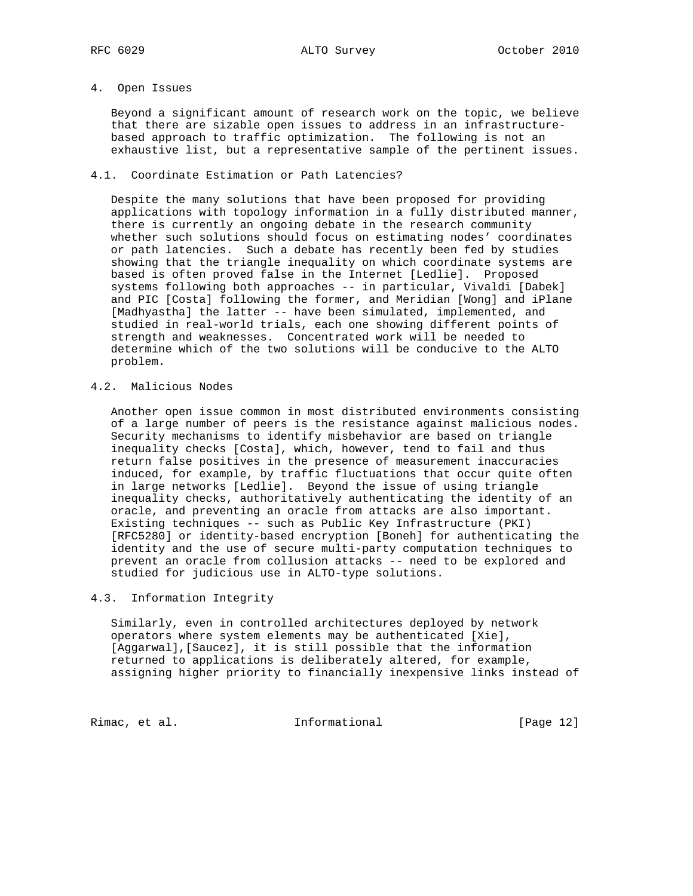## 4. Open Issues

Beyond a significant amount of research work on the topic, we believe that there are sizable open issues to address in an infrastructure-based approach to traffic optimization. The following is not an exhaustive list, but a representative sample of the pertinent issues.

### 4.1. Coordinate Estimation or Path Latencies?

Despite the many solutions that have been proposed for providing applications with topology information in a fully distributed manner, there is currently an ongoing debate in the research community whether such solutions should focus on estimating nodes' coordinates or path latencies. Such a debate has recently been fed by studies showing that the triangle inequality on which coordinate systems are based is often proved false in the Internet [Ledlie]. Proposed systems following both approaches -- in particular, Vivaldi [Dabek] and PIC [Costa] following the former, and Meridian [Wong] and iPlane [Madhyastha] the latter -- have been simulated, implemented, and studied in real-world trials, each one showing different points of strength and weaknesses. Concentrated work will be needed to determine which of the two solutions will be conducive to the ALTO problem.

### 4.2. Malicious Nodes

Another open issue common in most distributed environments consisting of a large number of peers is the resistance against malicious nodes. Security mechanisms to identify misbehavior are based on triangle inequality checks [Costa], which, however, tend to fail and thus return false positives in the presence of measurement inaccuracies induced, for example, by traffic fluctuations that occur quite often in large networks [Ledlie]. Beyond the issue of using triangle inequality checks, authoritatively authenticating the identity of an oracle, and preventing an oracle from attacks are also important. Existing techniques -- such as Public Key Infrastructure (PKI) [RFC5280] or identity-based encryption [Boneh] for authenticating the identity and the use of secure multi-party computation techniques to prevent an oracle from collusion attacks -- need to be explored and studied for judicious use in ALTO-type solutions.

### 4.3. Information Integrity

Similarly, even in controlled architectures deployed by network operators where system elements may be authenticated [Xie], [Aggarwal],[Saucez], it is still possible that the information returned to applications is deliberately altered, for example, assigning higher priority to financially inexpensive links instead of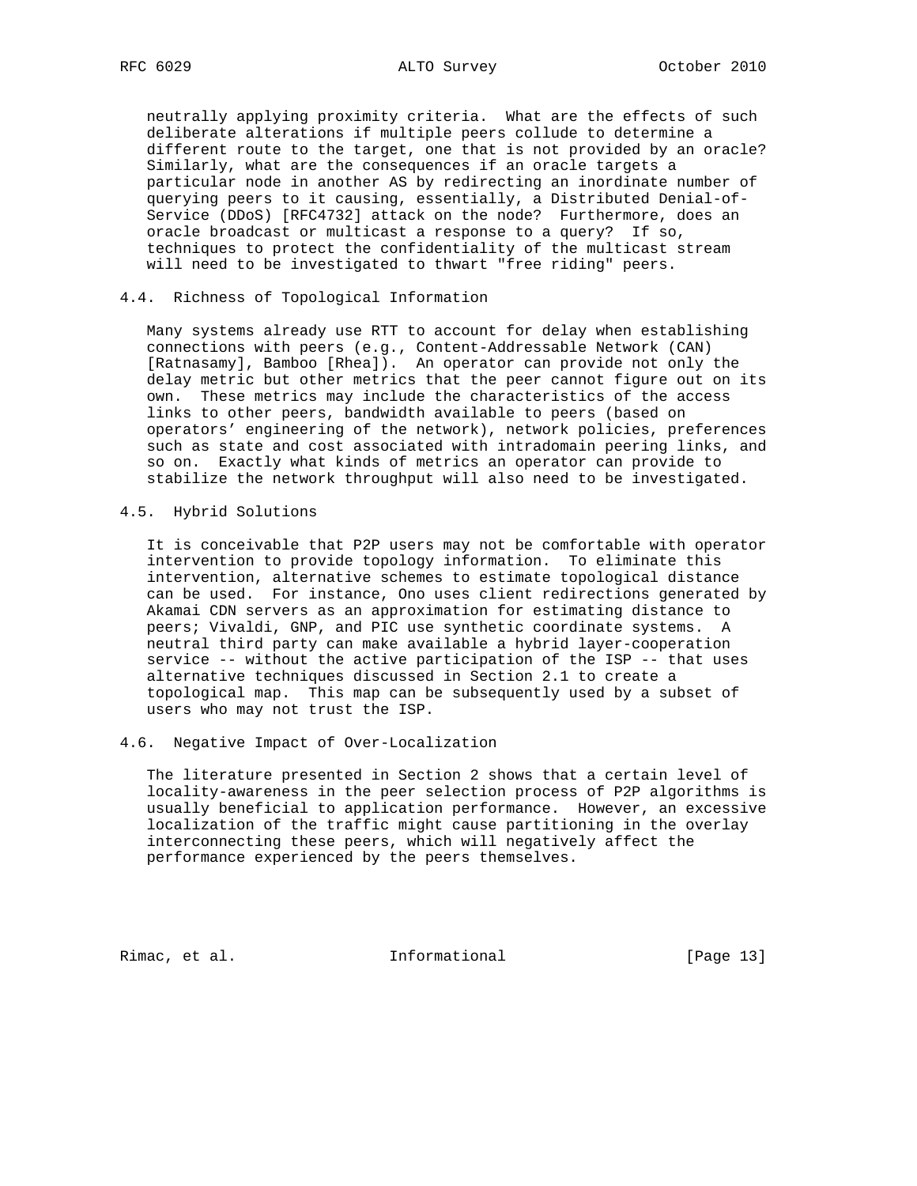neutrally applying proximity criteria. What are the effects of such deliberate alterations if multiple peers collude to determine a different route to the target, one that is not provided by an oracle? Similarly, what are the consequences if an oracle targets a particular node in another AS by redirecting an inordinate number of querying peers to it causing, essentially, a Distributed Denial-of-Service (DDoS) [RFC4732] attack on the node? Furthermore, does an oracle broadcast or multicast a response to a query? If so, techniques to protect the confidentiality of the multicast stream will need to be investigated to thwart "free riding" peers.

### 4.4. Richness of Topological Information

Many systems already use RTT to account for delay when establishing connections with peers (e.g., Content-Addressable Network (CAN) [Ratnasamy], Bamboo [Rhea]). An operator can provide not only the delay metric but other metrics that the peer cannot figure out on its own. These metrics may include the characteristics of the access links to other peers, bandwidth available to peers (based on operators' engineering of the network), network policies, preferences such as state and cost associated with intradomain peering links, and so on. Exactly what kinds of metrics an operator can provide to stabilize the network throughput will also need to be investigated.

### 4.5. Hybrid Solutions

It is conceivable that P2P users may not be comfortable with operator intervention to provide topology information. To eliminate this intervention, alternative schemes to estimate topological distance can be used. For instance, Ono uses client redirections generated by Akamai CDN servers as an approximation for estimating distance to peers; Vivaldi, GNP, and PIC use synthetic coordinate systems. A neutral third party can make available a hybrid layer-cooperation service -- without the active participation of the ISP -- that uses alternative techniques discussed in Section 2.1 to create a topological map. This map can be subsequently used by a subset of users who may not trust the ISP.

### 4.6. Negative Impact of Over-Localization

The literature presented in Section 2 shows that a certain level of locality-awareness in the peer selection process of P2P algorithms is usually beneficial to application performance. However, an excessive localization of the traffic might cause partitioning in the overlay interconnecting these peers, which will negatively affect the performance experienced by the peers themselves.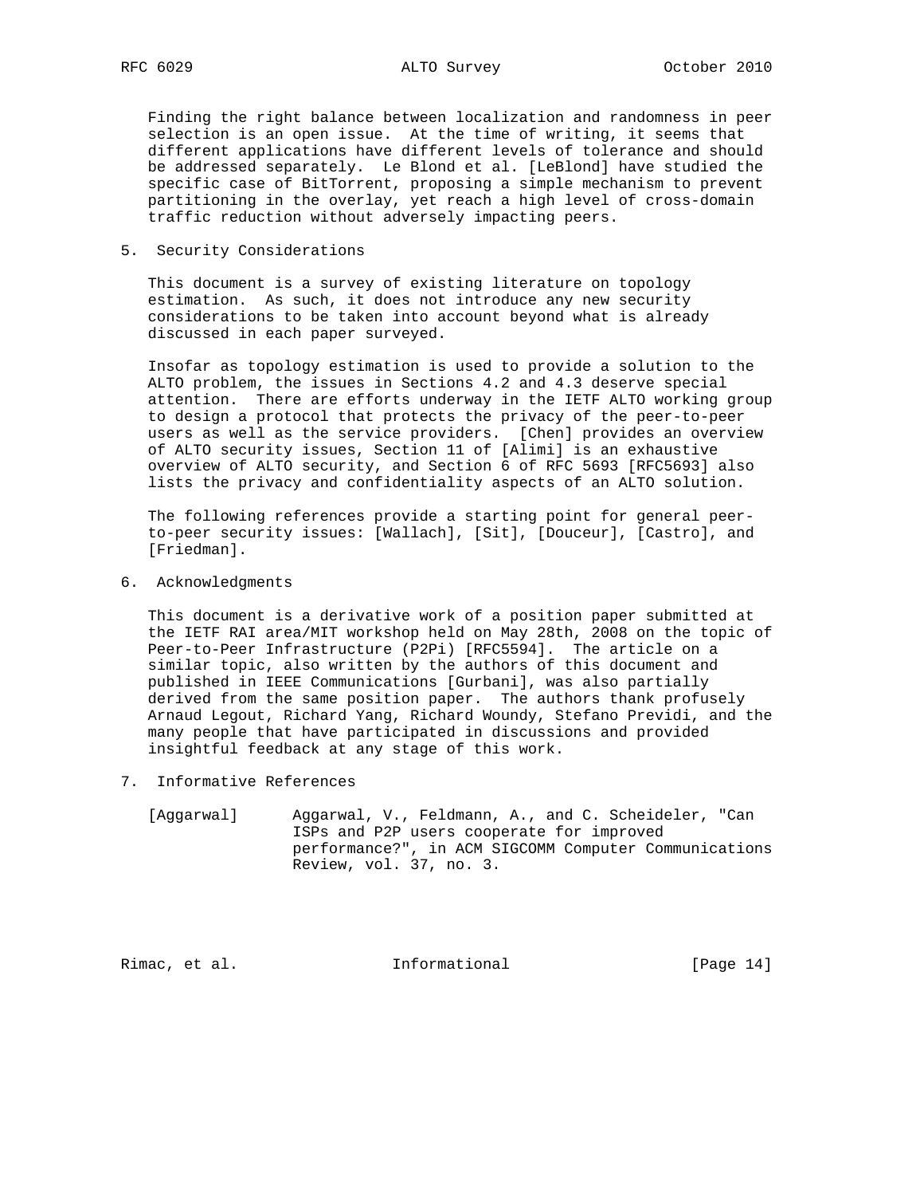Finding the right balance between localization and randomness in peer selection is an open issue. At the time of writing, it seems that different applications have different levels of tolerance and should be addressed separately. Le Blond et al. [LeBlond] have studied the specific case of BitTorrent, proposing a simple mechanism to prevent partitioning in the overlay, yet reach a high level of cross-domain traffic reduction without adversely impacting peers.

## 5. Security Considerations

This document is a survey of existing literature on topology estimation. As such, it does not introduce any new security considerations to be taken into account beyond what is already discussed in each paper surveyed.

Insofar as topology estimation is used to provide a solution to the ALTO problem, the issues in Sections 4.2 and 4.3 deserve special attention. There are efforts underway in the IETF ALTO working group to design a protocol that protects the privacy of the peer-to-peer users as well as the service providers. [Chen] provides an overview of ALTO security issues, Section 11 of [Alimi] is an exhaustive overview of ALTO security, and Section 6 of RFC 5693 [RFC5693] also lists the privacy and confidentiality aspects of an ALTO solution.

The following references provide a starting point for general peer-to-peer security issues: [Wallach], [Sit], [Douceur], [Castro], and [Friedman].

## 6. Acknowledgments

This document is a derivative work of a position paper submitted at the IETF RAI area/MIT workshop held on May 28th, 2008 on the topic of Peer-to-Peer Infrastructure (P2Pi) [RFC5594]. The article on a similar topic, also written by the authors of this document and published in IEEE Communications [Gurbani], was also partially derived from the same position paper. The authors thank profusely Arnaud Legout, Richard Yang, Richard Woundy, Stefano Previdi, and the many people that have participated in discussions and provided insightful feedback at any stage of this work.

## 7. Informative References

[Aggarwal] Aggarwal, V., Feldmann, A., and C. Scheideler, "Can ISPs and P2P users cooperate for improved performance?", in ACM SIGCOMM Computer Communications Review, vol. 37, no. 3.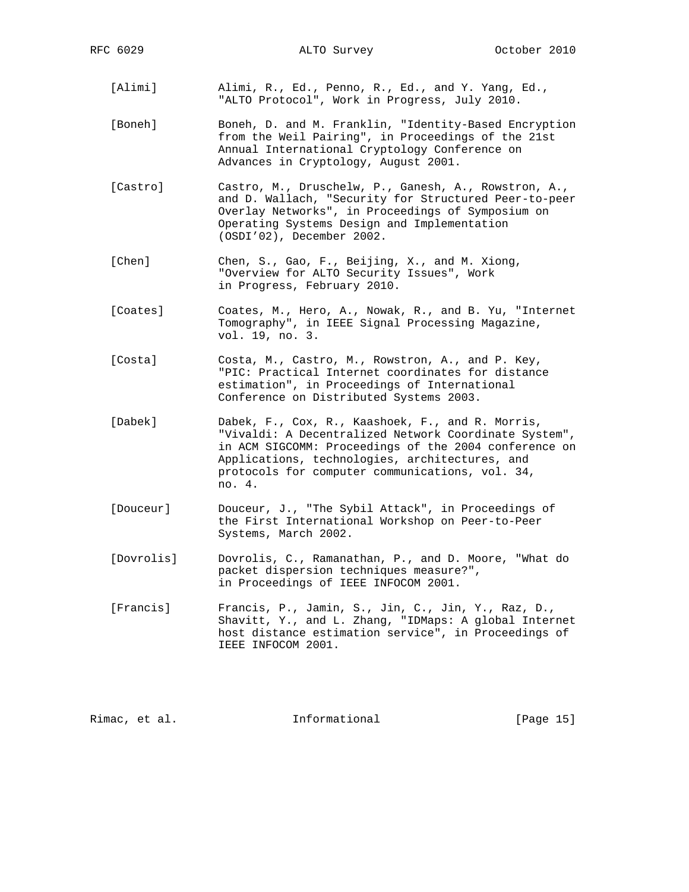[Alimi] Alimi, R., Ed., Penno, R., Ed., and Y. Yang, Ed., "ALTO Protocol", Work in Progress, July 2010.

[Boneh] Boneh, D. and M. Franklin, "Identity-Based Encryption from the Weil Pairing", in Proceedings of the 21st Annual International Cryptology Conference on Advances in Cryptology, August 2001.

[Castro] Castro, M., Druschelw, P., Ganesh, A., Rowstron, A., and D. Wallach, "Security for Structured Peer-to-peer Overlay Networks", in Proceedings of Symposium on Operating Systems Design and Implementation (OSDI'02), December 2002.

[Chen] Chen, S., Gao, F., Beijing, X., and M. Xiong, "Overview for ALTO Security Issues", Work in Progress, February 2010.

[Coates] Coates, M., Hero, A., Nowak, R., and B. Yu, "Internet Tomography", in IEEE Signal Processing Magazine, vol. 19, no. 3.

[Costa] Costa, M., Castro, M., Rowstron, A., and P. Key, "PIC: Practical Internet coordinates for distance estimation", in Proceedings of International Conference on Distributed Systems 2003.

[Dabek] Dabek, F., Cox, R., Kaashoek, F., and R. Morris, "Vivaldi: A Decentralized Network Coordinate System", in ACM SIGCOMM: Proceedings of the 2004 conference on Applications, technologies, architectures, and protocols for computer communications, vol. 34, no. 4.

[Douceur] Douceur, J., "The Sybil Attack", in Proceedings of the First International Workshop on Peer-to-Peer Systems, March 2002.

[Dovrolis] Dovrolis, C., Ramanathan, P., and D. Moore, "What do packet dispersion techniques measure?", in Proceedings of IEEE INFOCOM 2001.

[Francis] Francis, P., Jamin, S., Jin, C., Jin, Y., Raz, D., Shavitt, Y., and L. Zhang, "IDMaps: A global Internet host distance estimation service", in Proceedings of IEEE INFOCOM 2001.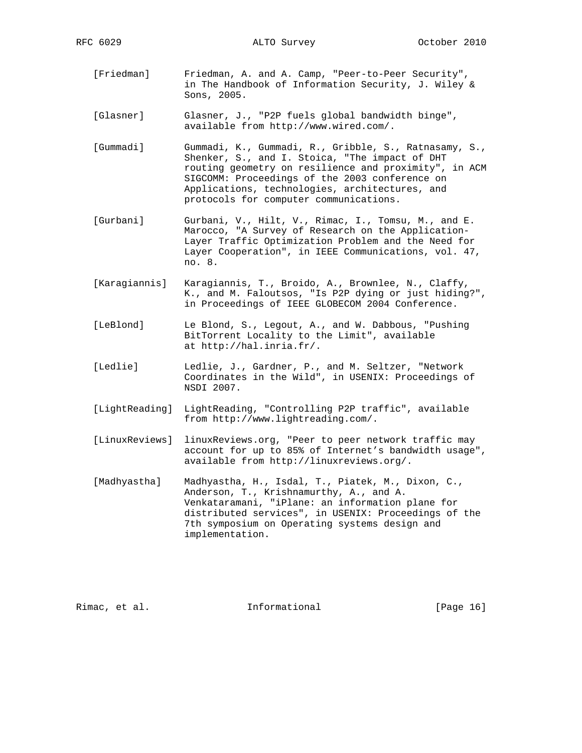[Friedman] Friedman, A. and A. Camp, "Peer-to-Peer Security", in The Handbook of Information Security, J. Wiley & Sons, 2005.

[Glasner] Glasner, J., "P2P fuels global bandwidth binge", available from http://www.wired.com/.

[Gummadi] Gummadi, K., Gummadi, R., Gribble, S., Ratnasamy, S., Shenker, S., and I. Stoica, "The impact of DHT routing geometry on resilience and proximity", in ACM SIGCOMM: Proceedings of the 2003 conference on Applications, technologies, architectures, and protocols for computer communications.

[Gurbani] Gurbani, V., Hilt, V., Rimac, I., Tomsu, M., and E. Marocco, "A Survey of Research on the Application-Layer Traffic Optimization Problem and the Need for Layer Cooperation", in IEEE Communications, vol. 47, no. 8.

[Karagiannis] Karagiannis, T., Broido, A., Brownlee, N., Claffy, K., and M. Faloutsos, "Is P2P dying or just hiding?", in Proceedings of IEEE GLOBECOM 2004 Conference.

[LeBlond] Le Blond, S., Legout, A., and W. Dabbous, "Pushing BitTorrent Locality to the Limit", available at http://hal.inria.fr/.

[Ledlie] Ledlie, J., Gardner, P., and M. Seltzer, "Network Coordinates in the Wild", in USENIX: Proceedings of NSDI 2007.

[LightReading] LightReading, "Controlling P2P traffic", available from http://www.lightreading.com/.

[LinuxReviews] linuxReviews.org, "Peer to peer network traffic may account for up to 85% of Internet's bandwidth usage", available from http://linuxreviews.org/.

[Madhyastha] Madhyastha, H., Isdal, T., Piatek, M., Dixon, C., Anderson, T., Krishnamurthy, A., and A. Venkataramani, "iPlane: an information plane for distributed services", in USENIX: Proceedings of the 7th symposium on Operating systems design and implementation.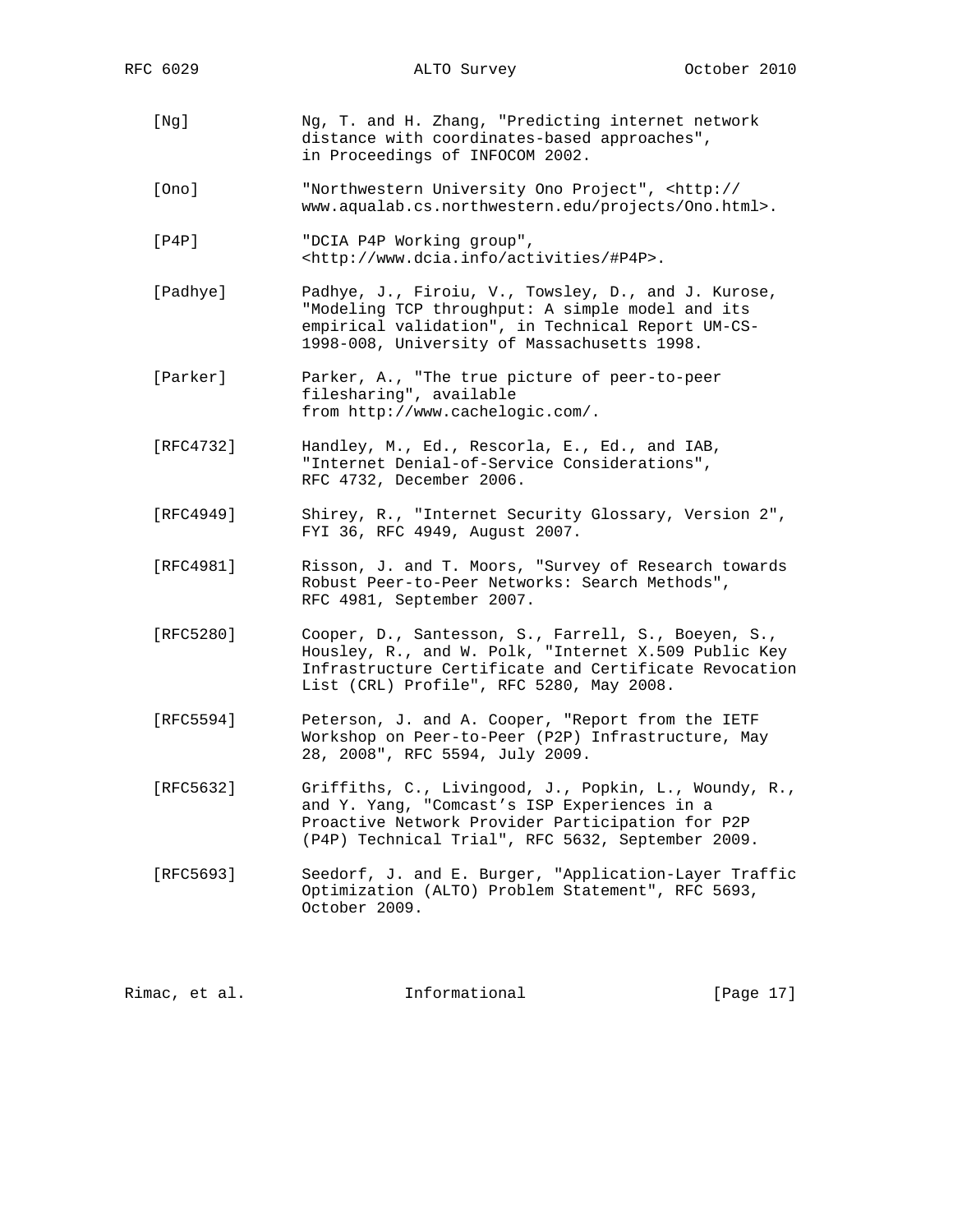[Ng] Ng, T. and H. Zhang, "Predicting internet network distance with coordinates-based approaches", in Proceedings of INFOCOM 2002.

[Ono] "Northwestern University Ono Project", <http://www.aqualab.cs.northwestern.edu/projects/Ono.html>.

[P4P] "DCIA P4P Working group", <http://www.dcia.info/activities/#P4P>.

[Padhye] Padhye, J., Firoiu, V., Towsley, D., and J. Kurose, "Modeling TCP throughput: A simple model and its empirical validation", in Technical Report UM-CS-1998-008, University of Massachusetts 1998.

[Parker] Parker, A., "The true picture of peer-to-peer filesharing", available from http://www.cachelogic.com/.

[RFC4732] Handley, M., Ed., Rescorla, E., Ed., and IAB, "Internet Denial-of-Service Considerations", RFC 4732, December 2006.

[RFC4949] Shirey, R., "Internet Security Glossary, Version 2", FYI 36, RFC 4949, August 2007.

[RFC4981] Risson, J. and T. Moors, "Survey of Research towards Robust Peer-to-Peer Networks: Search Methods", RFC 4981, September 2007.

[RFC5280] Cooper, D., Santesson, S., Farrell, S., Boeyen, S., Housley, R., and W. Polk, "Internet X.509 Public Key Infrastructure Certificate and Certificate Revocation List (CRL) Profile", RFC 5280, May 2008.

[RFC5594] Peterson, J. and A. Cooper, "Report from the IETF Workshop on Peer-to-Peer (P2P) Infrastructure, May 28, 2008", RFC 5594, July 2009.

[RFC5632] Griffiths, C., Livingood, J., Popkin, L., Woundy, R., and Y. Yang, "Comcast's ISP Experiences in a Proactive Network Provider Participation for P2P (P4P) Technical Trial", RFC 5632, September 2009.

[RFC5693] Seedorf, J. and E. Burger, "Application-Layer Traffic Optimization (ALTO) Problem Statement", RFC 5693, October 2009.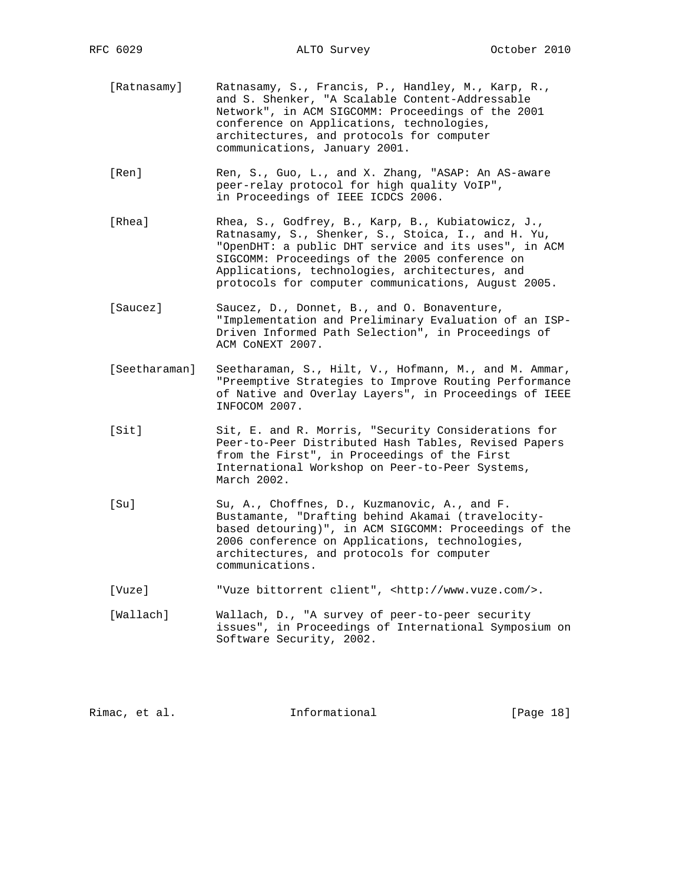[Ratnasamy] Ratnasamy, S., Francis, P., Handley, M., Karp, R., and S. Shenker, "A Scalable Content-Addressable Network", in ACM SIGCOMM: Proceedings of the 2001 conference on Applications, technologies, architectures, and protocols for computer communications, January 2001.

[Ren] Ren, S., Guo, L., and X. Zhang, "ASAP: An AS-aware peer-relay protocol for high quality VoIP", in Proceedings of IEEE ICDCS 2006.

[Rhea] Rhea, S., Godfrey, B., Karp, B., Kubiatowicz, J., Ratnasamy, S., Shenker, S., Stoica, I., and H. Yu, "OpenDHT: a public DHT service and its uses", in ACM SIGCOMM: Proceedings of the 2005 conference on Applications, technologies, architectures, and protocols for computer communications, August 2005.

[Saucez] Saucez, D., Donnet, B., and O. Bonaventure, "Implementation and Preliminary Evaluation of an ISP-Driven Informed Path Selection", in Proceedings of ACM CoNEXT 2007.

[Seetharaman] Seetharaman, S., Hilt, V., Hofmann, M., and M. Ammar, "Preemptive Strategies to Improve Routing Performance of Native and Overlay Layers", in Proceedings of IEEE INFOCOM 2007.

[Sit] Sit, E. and R. Morris, "Security Considerations for Peer-to-Peer Distributed Hash Tables, Revised Papers from the First", in Proceedings of the First International Workshop on Peer-to-Peer Systems, March 2002.

[Su] Su, A., Choffnes, D., Kuzmanovic, A., and F. Bustamante, "Drafting behind Akamai (travelocity-based detouring)", in ACM SIGCOMM: Proceedings of the 2006 conference on Applications, technologies, architectures, and protocols for computer communications.

[Vuze] "Vuze bittorrent client", <http://www.vuze.com/>.

[Wallach] Wallach, D., "A survey of peer-to-peer security issues", in Proceedings of International Symposium on Software Security, 2002.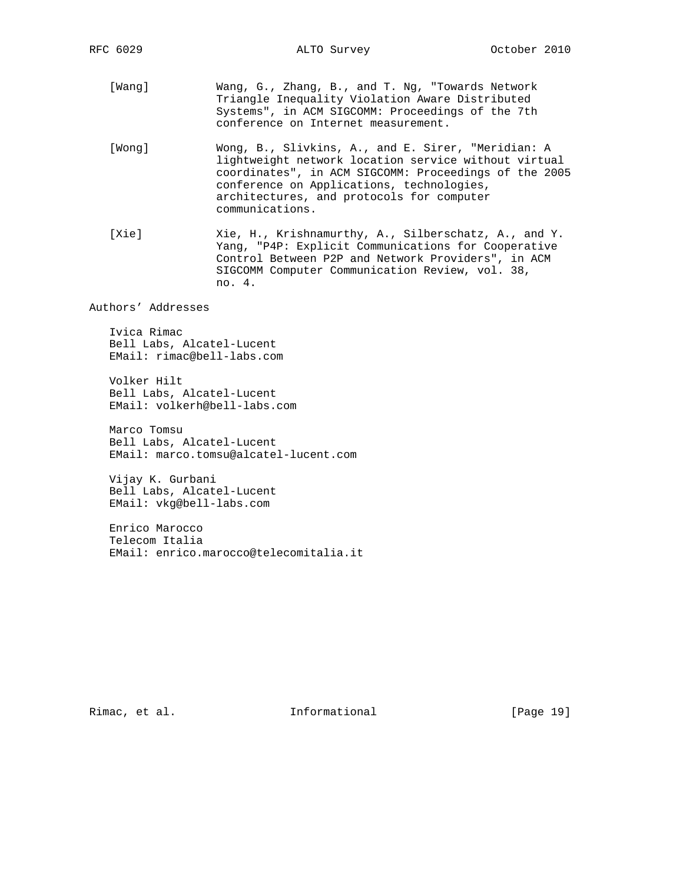[Wang] Wang, G., Zhang, B., and T. Ng, "Towards Network Triangle Inequality Violation Aware Distributed Systems", in ACM SIGCOMM: Proceedings of the 7th conference on Internet measurement.

[Wong] Wong, B., Slivkins, A., and E. Sirer, "Meridian: A lightweight network location service without virtual coordinates", in ACM SIGCOMM: Proceedings of the 2005 conference on Applications, technologies, architectures, and protocols for computer communications.

[Xie] Xie, H., Krishnamurthy, A., Silberschatz, A., and Y. Yang, "P4P: Explicit Communications for Cooperative Control Between P2P and Network Providers", in ACM SIGCOMM Computer Communication Review, vol. 38, no. 4.

## Authors' Addresses

Ivica Rimac
Bell Labs, Alcatel-Lucent
EMail: rimac@bell-labs.com

Volker Hilt
Bell Labs, Alcatel-Lucent
EMail: volkerh@bell-labs.com

Marco Tomsu
Bell Labs, Alcatel-Lucent
EMail: marco.tomsu@alcatel-lucent.com

Vijay K. Gurbani
Bell Labs, Alcatel-Lucent
EMail: vkg@bell-labs.com

Enrico Marocco
Telecom Italia
EMail: enrico.marocco@telecomitalia.it